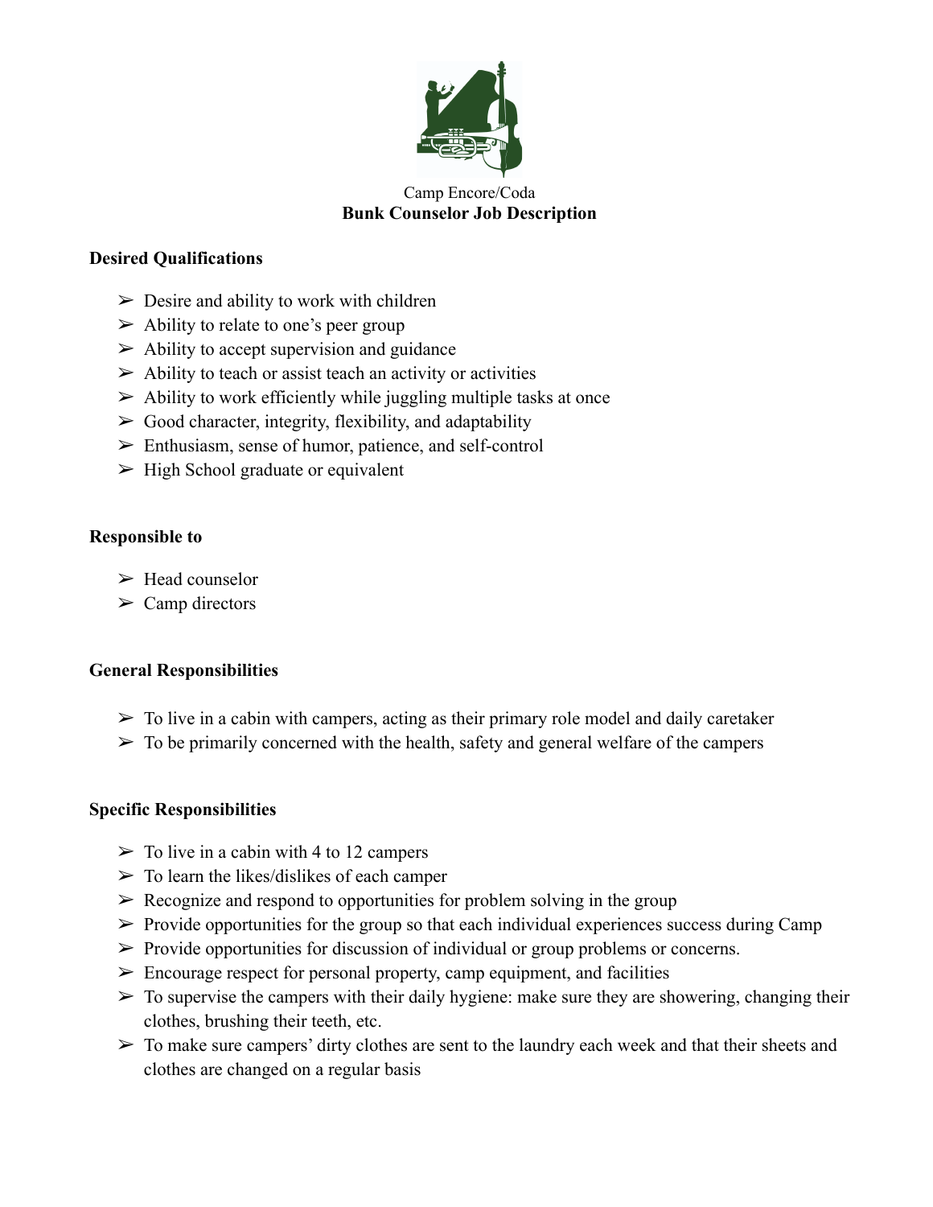Camp Encore/Coda

# Bunk Counselor Job Description

## Desired Qualifications

- Desire and ability to work with children
- Ability to relate to one's peer group
- Ability to accept supervision and guidance
- Ability to teach or assist teach an activity or activities
- Ability to work efficiently while juggling multiple tasks at once
- Good character, integrity, flexibility, and adaptability
- Enthusiasm, sense of humor, patience, and self-control
- High School graduate or equivalent

## Responsible to

- Head counselor
- Camp directors

## General Responsibilities

- To live in a cabin with campers, acting as their primary role model and daily caretaker
- To be primarily concerned with the health, safety and general welfare of the campers

## Specific Responsibilities

- To live in a cabin with 4 to 12 campers
- To learn the likes/dislikes of each camper
- Recognize and respond to opportunities for problem solving in the group
- Provide opportunities for the group so that each individual experiences success during Camp
- Provide opportunities for discussion of individual or group problems or concerns.
- Encourage respect for personal property, camp equipment, and facilities
- To supervise the campers with their daily hygiene: make sure they are showering, changing their clothes, brushing their teeth, etc.
- To make sure campers' dirty clothes are sent to the laundry each week and that their sheets and clothes are changed on a regular basis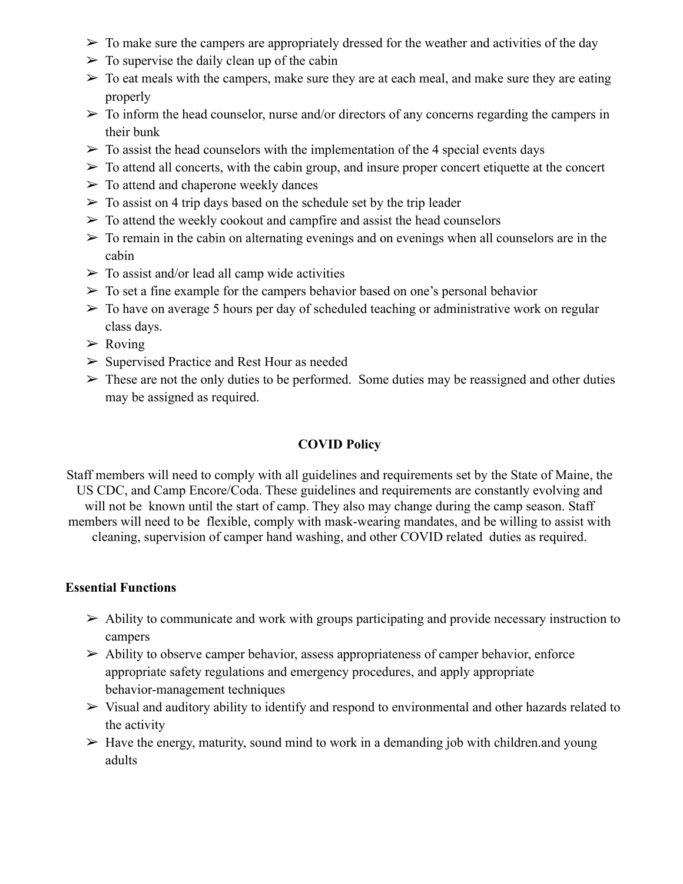- To make sure the campers are appropriately dressed for the weather and activities of the day
- To supervise the daily clean up of the cabin
- To eat meals with the campers, make sure they are at each meal, and make sure they are eating properly
- To inform the head counselor, nurse and/or directors of any concerns regarding the campers in their bunk
- To assist the head counselors with the implementation of the 4 special events days
- To attend all concerts, with the cabin group, and insure proper concert etiquette at the concert
- To attend and chaperone weekly dances
- To assist on 4 trip days based on the schedule set by the trip leader
- To attend the weekly cookout and campfire and assist the head counselors
- To remain in the cabin on alternating evenings and on evenings when all counselors are in the cabin
- To assist and/or lead all camp wide activities
- To set a fine example for the campers behavior based on one's personal behavior
- To have on average 5 hours per day of scheduled teaching or administrative work on regular class days.
- Roving
- Supervised Practice and Rest Hour as needed
- These are not the only duties to be performed. Some duties may be reassigned and other duties may be assigned as required.

**COVID Policy**

Staff members will need to comply with all guidelines and requirements set by the State of Maine, the US CDC, and Camp Encore/Coda. These guidelines and requirements are constantly evolving and will not be known until the start of camp. They also may change during the camp season. Staff members will need to be flexible, comply with mask-wearing mandates, and be willing to assist with cleaning, supervision of camper hand washing, and other COVID related duties as required.

**Essential Functions**

- Ability to communicate and work with groups participating and provide necessary instruction to campers
- Ability to observe camper behavior, assess appropriateness of camper behavior, enforce appropriate safety regulations and emergency procedures, and apply appropriate behavior-management techniques
- Visual and auditory ability to identify and respond to environmental and other hazards related to the activity
- Have the energy, maturity, sound mind to work in a demanding job with children.and young adults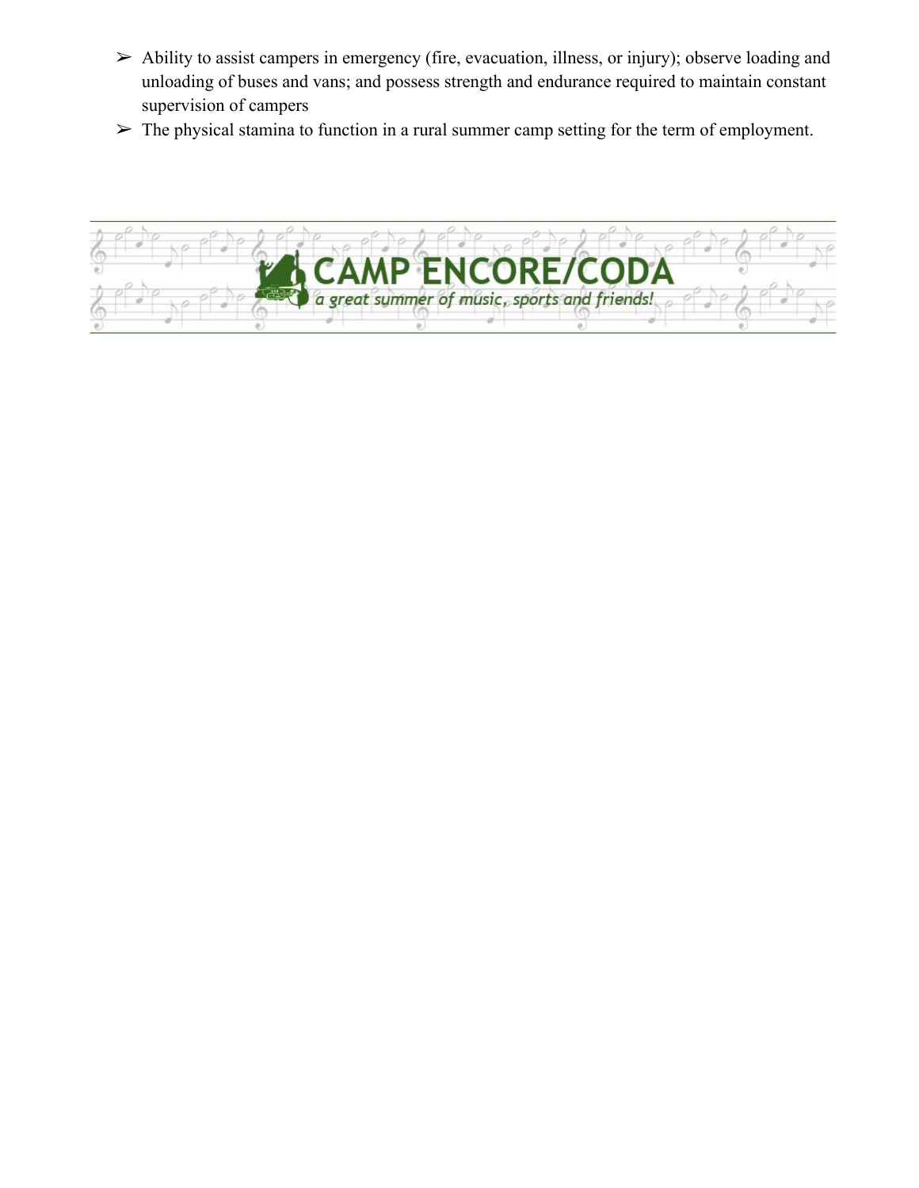- ➢ Ability to assist campers in emergency (fire, evacuation, illness, or injury); observe loading and unloading of buses and vans; and possess strength and endurance required to maintain constant supervision of campers
- ➢ The physical stamina to function in a rural summer camp setting for the term of employment.